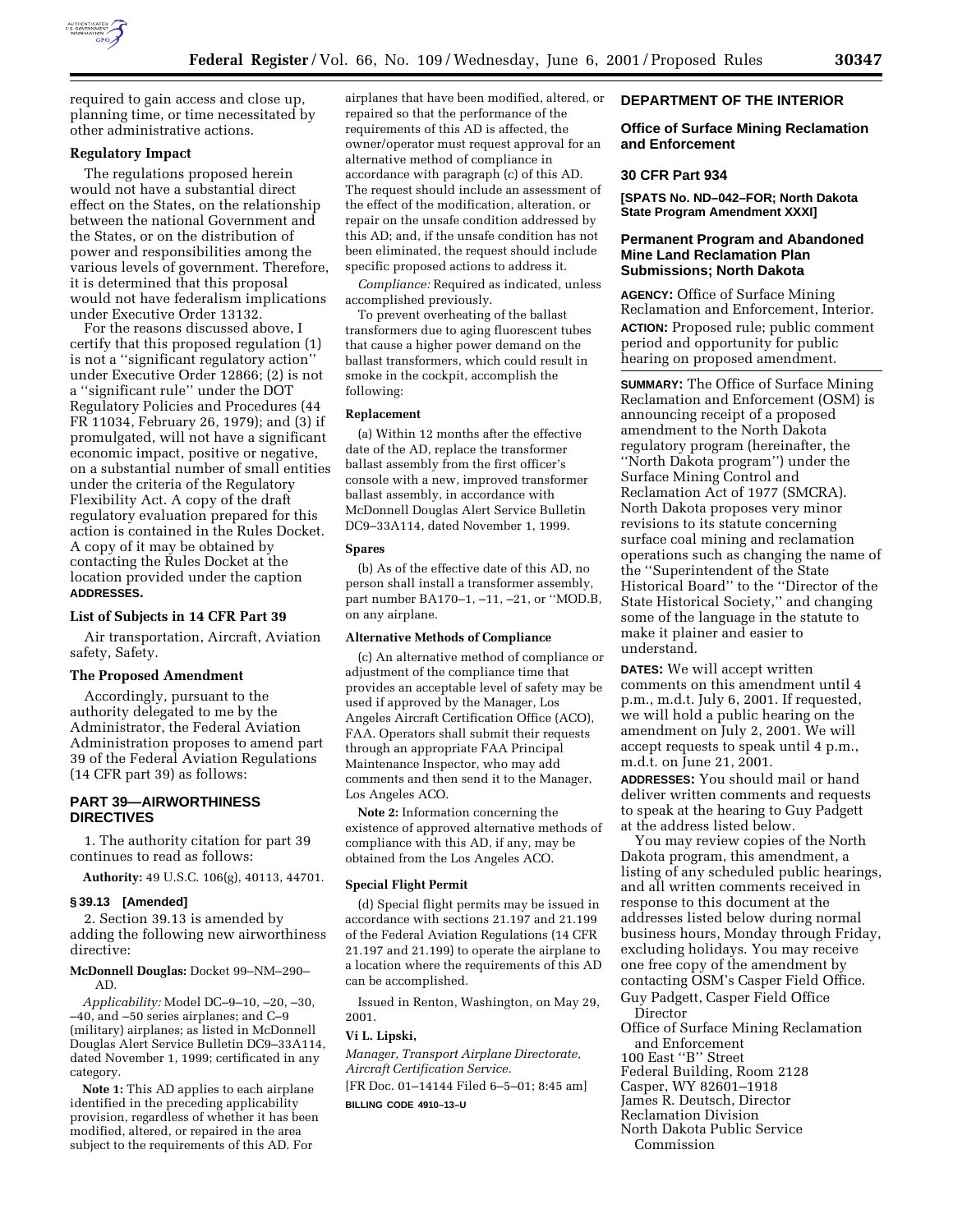required to gain access and close up, planning time, or time necessitated by other administrative actions.

### Regulatory Impact

The regulations proposed herein would not have a substantial direct effect on the States, on the relationship between the national Government and the States, or on the distribution of power and responsibilities among the various levels of government. Therefore, it is determined that this proposal would not have federalism implications under Executive Order 13132.

For the reasons discussed above, I certify that this proposed regulation (1) is not a ''significant regulatory action'' under Executive Order 12866; (2) is not a ''significant rule'' under the DOT Regulatory Policies and Procedures (44 FR 11034, February 26, 1979); and (3) if promulgated, will not have a significant economic impact, positive or negative, on a substantial number of small entities under the criteria of the Regulatory Flexibility Act. A copy of the draft regulatory evaluation prepared for this action is contained in the Rules Docket. A copy of it may be obtained by contacting the Rules Docket at the location provided under the caption **ADDRESSES**.

### List of Subjects in 14 CFR Part 39

Air transportation, Aircraft, Aviation safety, Safety.

### The Proposed Amendment

Accordingly, pursuant to the authority delegated to me by the Administrator, the Federal Aviation Administration proposes to amend part 39 of the Federal Aviation Regulations (14 CFR part 39) as follows:

## PART 39—AIRWORTHINESS DIRECTIVES

1. The authority citation for part 39 continues to read as follows:

**Authority:** 49 U.S.C. 106(g), 40113, 44701.

### § 39.13 [Amended]

2. Section 39.13 is amended by adding the following new airworthiness directive:

**McDonnell Douglas:** Docket 99–NM–290–AD.

*Applicability:* Model DC–9–10, –20, –30, –40, and –50 series airplanes; and C–9 (military) airplanes; as listed in McDonnell Douglas Alert Service Bulletin DC9–33A114, dated November 1, 1999; certificated in any category.

**Note 1:** This AD applies to each airplane identified in the preceding applicability provision, regardless of whether it has been modified, altered, or repaired in the area subject to the requirements of this AD. For airplanes that have been modified, altered, or repaired so that the performance of the requirements of this AD is affected, the owner/operator must request approval for an alternative method of compliance in accordance with paragraph (c) of this AD. The request should include an assessment of the effect of the modification, alteration, or repair on the unsafe condition addressed by this AD; and, if the unsafe condition has not been eliminated, the request should include specific proposed actions to address it.

*Compliance:* Required as indicated, unless accomplished previously.

To prevent overheating of the ballast transformers due to aging fluorescent tubes that cause a higher power demand on the ballast transformers, which could result in smoke in the cockpit, accomplish the following:

#### Replacement

(a) Within 12 months after the effective date of the AD, replace the transformer ballast assembly from the first officer's console with a new, improved transformer ballast assembly, in accordance with McDonnell Douglas Alert Service Bulletin DC9–33A114, dated November 1, 1999.

#### Spares

(b) As of the effective date of this AD, no person shall install a transformer assembly, part number BA170–1, –11, –21, or ''MOD.B, on any airplane.

#### Alternative Methods of Compliance

(c) An alternative method of compliance or adjustment of the compliance time that provides an acceptable level of safety may be used if approved by the Manager, Los Angeles Aircraft Certification Office (ACO), FAA. Operators shall submit their requests through an appropriate FAA Principal Maintenance Inspector, who may add comments and then send it to the Manager, Los Angeles ACO.

**Note 2:** Information concerning the existence of approved alternative methods of compliance with this AD, if any, may be obtained from the Los Angeles ACO.

#### Special Flight Permit

(d) Special flight permits may be issued in accordance with sections 21.197 and 21.199 of the Federal Aviation Regulations (14 CFR 21.197 and 21.199) to operate the airplane to a location where the requirements of this AD can be accomplished.

Issued in Renton, Washington, on May 29, 2001.

**Vi L. Lipski,**

*Manager, Transport Airplane Directorate, Aircraft Certification Service.*

[FR Doc. 01–14144 Filed 6–5–01; 8:45 am]

**BILLING CODE 4910–13–U**

## DEPARTMENT OF THE INTERIOR

## Office of Surface Mining Reclamation and Enforcement

## 30 CFR Part 934

**[SPATS No. ND–042–FOR; North Dakota State Program Amendment XXXI]**

## Permanent Program and Abandoned Mine Land Reclamation Plan Submissions; North Dakota

**AGENCY:** Office of Surface Mining Reclamation and Enforcement, Interior.

**ACTION:** Proposed rule; public comment period and opportunity for public hearing on proposed amendment.

**SUMMARY:** The Office of Surface Mining Reclamation and Enforcement (OSM) is announcing receipt of a proposed amendment to the North Dakota regulatory program (hereinafter, the ''North Dakota program'') under the Surface Mining Control and Reclamation Act of 1977 (SMCRA). North Dakota proposes very minor revisions to its statute concerning surface coal mining and reclamation operations such as changing the name of the ''Superintendent of the State Historical Board'' to the ''Director of the State Historical Society,'' and changing some of the language in the statute to make it plainer and easier to understand.

**DATES:** We will accept written comments on this amendment until 4 p.m., m.d.t. July 6, 2001. If requested, we will hold a public hearing on the amendment on July 2, 2001. We will accept requests to speak until 4 p.m., m.d.t. on June 21, 2001.

**ADDRESSES:** You should mail or hand deliver written comments and requests to speak at the hearing to Guy Padgett at the address listed below.

You may review copies of the North Dakota program, this amendment, a listing of any scheduled public hearings, and all written comments received in response to this document at the addresses listed below during normal business hours, Monday through Friday, excluding holidays. You may receive one free copy of the amendment by contacting OSM's Casper Field Office.

Guy Padgett, Casper Field Office Director
Office of Surface Mining Reclamation and Enforcement
100 East ''B'' Street
Federal Building, Room 2128
Casper, WY 82601–1918

James R. Deutsch, Director
Reclamation Division
North Dakota Public Service Commission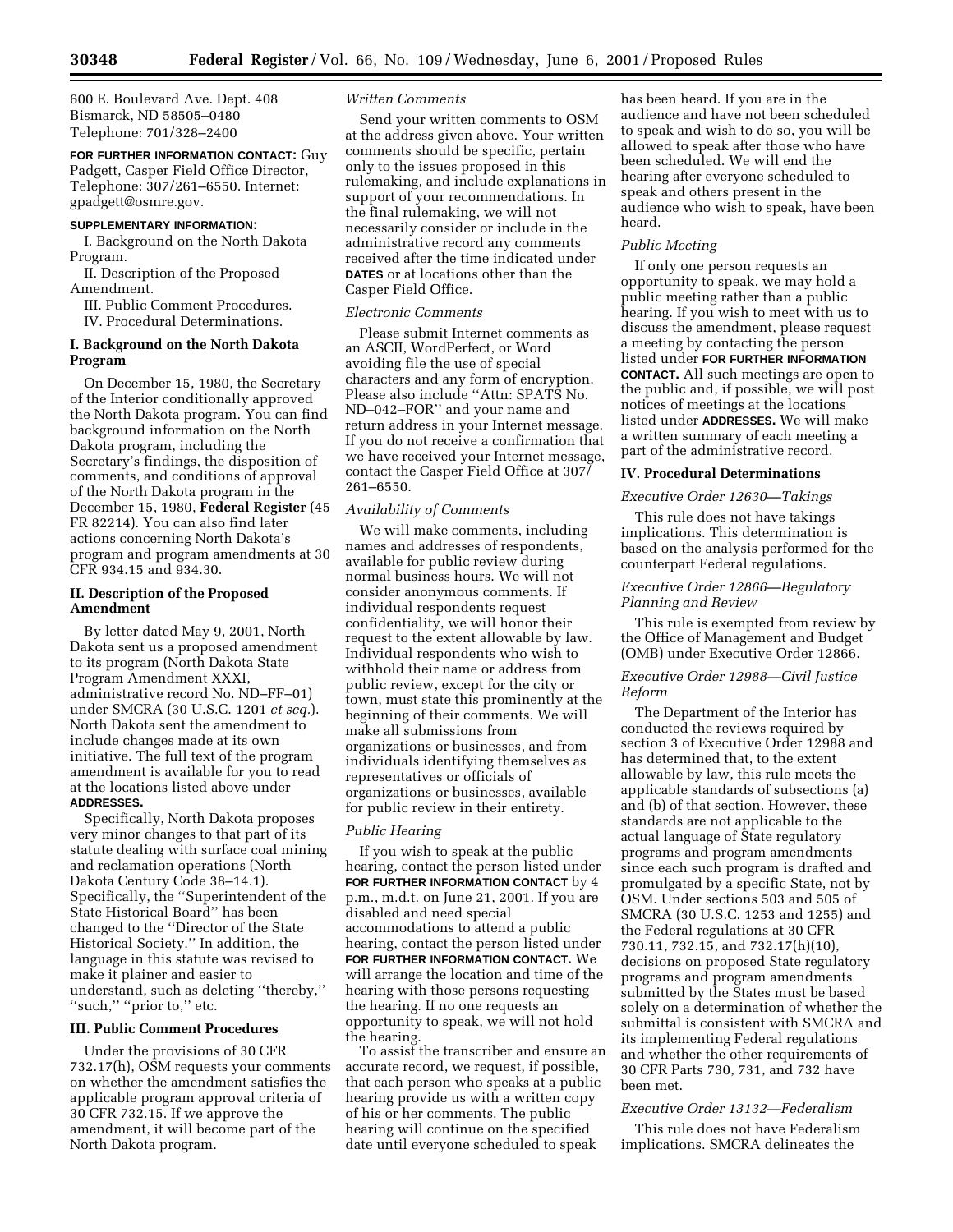600 E. Boulevard Ave. Dept. 408
Bismarck, ND 58505–0480
Telephone: 701/328–2400

**FOR FURTHER INFORMATION CONTACT:** Guy Padgett, Casper Field Office Director, Telephone: 307/261–6550. Internet: gpadgett@osmre.gov.

**SUPPLEMENTARY INFORMATION:**

I. Background on the North Dakota Program.
II. Description of the Proposed Amendment.
III. Public Comment Procedures.
IV. Procedural Determinations.

## I. Background on the North Dakota Program

On December 15, 1980, the Secretary of the Interior conditionally approved the North Dakota program. You can find background information on the North Dakota program, including the Secretary's findings, the disposition of comments, and conditions of approval of the North Dakota program in the December 15, 1980, **Federal Register** (45 FR 82214). You can also find later actions concerning North Dakota's program and program amendments at 30 CFR 934.15 and 934.30.

## II. Description of the Proposed Amendment

By letter dated May 9, 2001, North Dakota sent us a proposed amendment to its program (North Dakota State Program Amendment XXXI, administrative record No. ND–FF–01) under SMCRA (30 U.S.C. 1201 *et seq.*). North Dakota sent the amendment to include changes made at its own initiative. The full text of the program amendment is available for you to read at the locations listed above under **ADDRESSES.**

Specifically, North Dakota proposes very minor changes to that part of its statute dealing with surface coal mining and reclamation operations (North Dakota Century Code 38–14.1). Specifically, the ''Superintendent of the State Historical Board'' has been changed to the ''Director of the State Historical Society.'' In addition, the language in this statute was revised to make it plainer and easier to understand, such as deleting ''thereby,'' ''such,'' ''prior to,'' etc.

## III. Public Comment Procedures

Under the provisions of 30 CFR 732.17(h), OSM requests your comments on whether the amendment satisfies the applicable program approval criteria of 30 CFR 732.15. If we approve the amendment, it will become part of the North Dakota program.

### *Written Comments*

Send your written comments to OSM at the address given above. Your written comments should be specific, pertain only to the issues proposed in this rulemaking, and include explanations in support of your recommendations. In the final rulemaking, we will not necessarily consider or include in the administrative record any comments received after the time indicated under **DATES** or at locations other than the Casper Field Office.

### *Electronic Comments*

Please submit Internet comments as an ASCII, WordPerfect, or Word avoiding file the use of special characters and any form of encryption. Please also include ''Attn: SPATS No. ND–042–FOR'' and your name and return address in your Internet message. If you do not receive a confirmation that we have received your Internet message, contact the Casper Field Office at 307/261–6550.

### *Availability of Comments*

We will make comments, including names and addresses of respondents, available for public review during normal business hours. We will not consider anonymous comments. If individual respondents request confidentiality, we will honor their request to the extent allowable by law. Individual respondents who wish to withhold their name or address from public review, except for the city or town, must state this prominently at the beginning of their comments. We will make all submissions from organizations or businesses, and from individuals identifying themselves as representatives or officials of organizations or businesses, available for public review in their entirety.

### *Public Hearing*

If you wish to speak at the public hearing, contact the person listed under **FOR FURTHER INFORMATION CONTACT** by 4 p.m., m.d.t. on June 21, 2001. If you are disabled and need special accommodations to attend a public hearing, contact the person listed under **FOR FURTHER INFORMATION CONTACT.** We will arrange the location and time of the hearing with those persons requesting the hearing. If no one requests an opportunity to speak, we will not hold the hearing.

To assist the transcriber and ensure an accurate record, we request, if possible, that each person who speaks at a public hearing provide us with a written copy of his or her comments. The public hearing will continue on the specified date until everyone scheduled to speak has been heard. If you are in the audience and have not been scheduled to speak and wish to do so, you will be allowed to speak after those who have been scheduled. We will end the hearing after everyone scheduled to speak and others present in the audience who wish to speak, have been heard.

### *Public Meeting*

If only one person requests an opportunity to speak, we may hold a public meeting rather than a public hearing. If you wish to meet with us to discuss the amendment, please request a meeting by contacting the person listed under **FOR FURTHER INFORMATION CONTACT.** All such meetings are open to the public and, if possible, we will post notices of meetings at the locations listed under **ADDRESSES.** We will make a written summary of each meeting a part of the administrative record.

## IV. Procedural Determinations

### *Executive Order 12630—Takings*

This rule does not have takings implications. This determination is based on the analysis performed for the counterpart Federal regulations.

### *Executive Order 12866—Regulatory Planning and Review*

This rule is exempted from review by the Office of Management and Budget (OMB) under Executive Order 12866.

### *Executive Order 12988—Civil Justice Reform*

The Department of the Interior has conducted the reviews required by section 3 of Executive Order 12988 and has determined that, to the extent allowable by law, this rule meets the applicable standards of subsections (a) and (b) of that section. However, these standards are not applicable to the actual language of State regulatory programs and program amendments since each such program is drafted and promulgated by a specific State, not by OSM. Under sections 503 and 505 of SMCRA (30 U.S.C. 1253 and 1255) and the Federal regulations at 30 CFR 730.11, 732.15, and 732.17(h)(10), decisions on proposed State regulatory programs and program amendments submitted by the States must be based solely on a determination of whether the submittal is consistent with SMCRA and its implementing Federal regulations and whether the other requirements of 30 CFR Parts 730, 731, and 732 have been met.

### *Executive Order 13132—Federalism*

This rule does not have Federalism implications. SMCRA delineates the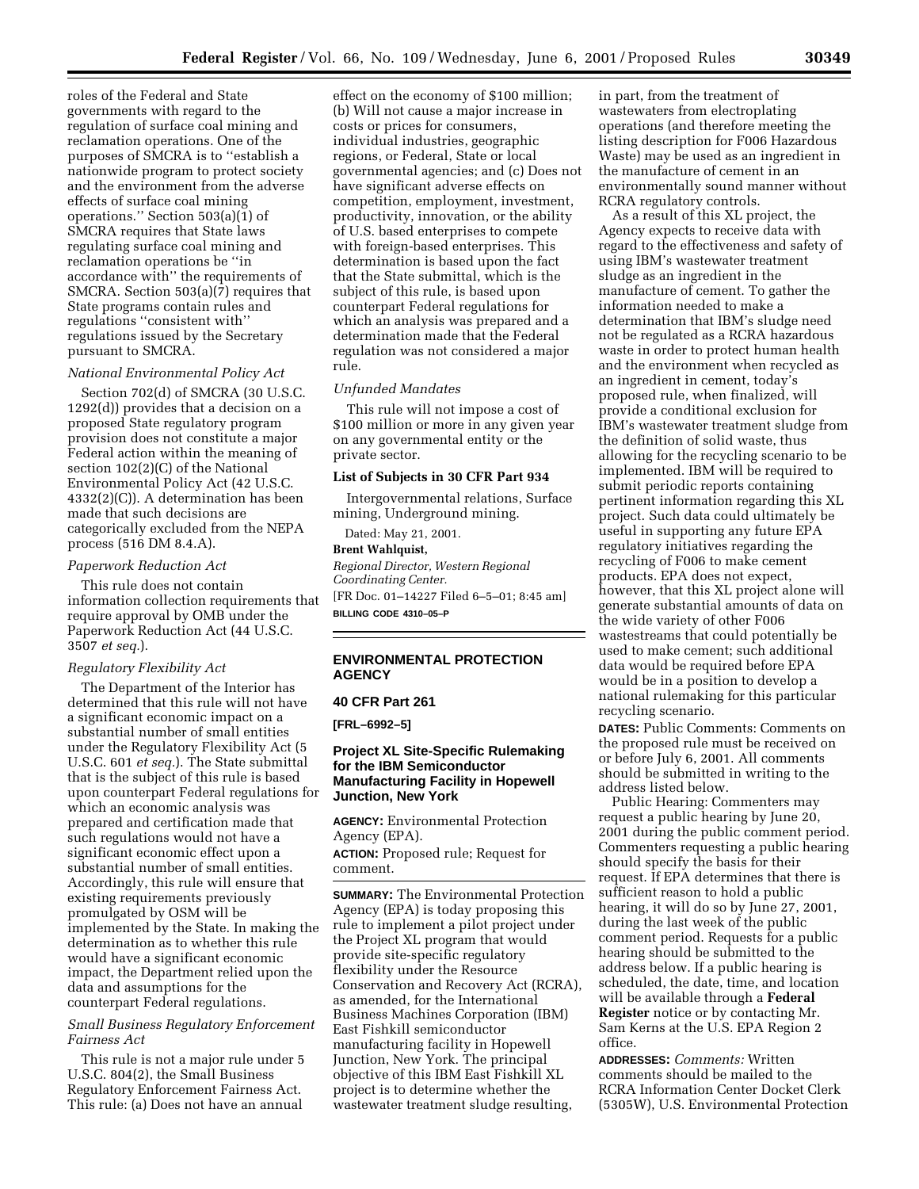roles of the Federal and State governments with regard to the regulation of surface coal mining and reclamation operations. One of the purposes of SMCRA is to ''establish a nationwide program to protect society and the environment from the adverse effects of surface coal mining operations.'' Section 503(a)(1) of SMCRA requires that State laws regulating surface coal mining and reclamation operations be ''in accordance with'' the requirements of SMCRA. Section 503(a)(7) requires that State programs contain rules and regulations ''consistent with'' regulations issued by the Secretary pursuant to SMCRA.

*National Environmental Policy Act*

Section 702(d) of SMCRA (30 U.S.C. 1292(d)) provides that a decision on a proposed State regulatory program provision does not constitute a major Federal action within the meaning of section 102(2)(C) of the National Environmental Policy Act (42 U.S.C. 4332(2)(C)). A determination has been made that such decisions are categorically excluded from the NEPA process (516 DM 8.4.A).

*Paperwork Reduction Act*

This rule does not contain information collection requirements that require approval by OMB under the Paperwork Reduction Act (44 U.S.C. 3507 *et seq.*).

*Regulatory Flexibility Act*

The Department of the Interior has determined that this rule will not have a significant economic impact on a substantial number of small entities under the Regulatory Flexibility Act (5 U.S.C. 601 *et seq.*). The State submittal that is the subject of this rule is based upon counterpart Federal regulations for which an economic analysis was prepared and certification made that such regulations would not have a significant economic effect upon a substantial number of small entities. Accordingly, this rule will ensure that existing requirements previously promulgated by OSM will be implemented by the State. In making the determination as to whether this rule would have a significant economic impact, the Department relied upon the data and assumptions for the counterpart Federal regulations.

*Small Business Regulatory Enforcement Fairness Act*

This rule is not a major rule under 5 U.S.C. 804(2), the Small Business Regulatory Enforcement Fairness Act. This rule: (a) Does not have an annual effect on the economy of $100 million; (b) Will not cause a major increase in costs or prices for consumers, individual industries, geographic regions, or Federal, State or local governmental agencies; and (c) Does not have significant adverse effects on competition, employment, investment, productivity, innovation, or the ability of U.S. based enterprises to compete with foreign-based enterprises. This determination is based upon the fact that the State submittal, which is the subject of this rule, is based upon counterpart Federal regulations for which an analysis was prepared and a determination made that the Federal regulation was not considered a major rule.

*Unfunded Mandates*

This rule will not impose a cost of $100 million or more in any given year on any governmental entity or the private sector.

**List of Subjects in 30 CFR Part 934**

Intergovernmental relations, Surface mining, Underground mining.

Dated: May 21, 2001.

**Brent Wahlquist,**

*Regional Director, Western Regional Coordinating Center.*

[FR Doc. 01–14227 Filed 6–5–01; 8:45 am]

**BILLING CODE 4310–05–P**

---

## ENVIRONMENTAL PROTECTION AGENCY

### 40 CFR Part 261

**[FRL–6992–5]**

### Project XL Site-Specific Rulemaking for the IBM Semiconductor Manufacturing Facility in Hopewell Junction, New York

**AGENCY:** Environmental Protection Agency (EPA).

**ACTION:** Proposed rule; Request for comment.

**SUMMARY:** The Environmental Protection Agency (EPA) is today proposing this rule to implement a pilot project under the Project XL program that would provide site-specific regulatory flexibility under the Resource Conservation and Recovery Act (RCRA), as amended, for the International Business Machines Corporation (IBM) East Fishkill semiconductor manufacturing facility in Hopewell Junction, New York. The principal objective of this IBM East Fishkill XL project is to determine whether the wastewater treatment sludge resulting, in part, from the treatment of wastewaters from electroplating operations (and therefore meeting the listing description for F006 Hazardous Waste) may be used as an ingredient in the manufacture of cement in an environmentally sound manner without RCRA regulatory controls.

As a result of this XL project, the Agency expects to receive data with regard to the effectiveness and safety of using IBM's wastewater treatment sludge as an ingredient in the manufacture of cement. To gather the information needed to make a determination that IBM's sludge need not be regulated as a RCRA hazardous waste in order to protect human health and the environment when recycled as an ingredient in cement, today's proposed rule, when finalized, will provide a conditional exclusion for IBM's wastewater treatment sludge from the definition of solid waste, thus allowing for the recycling scenario to be implemented. IBM will be required to submit periodic reports containing pertinent information regarding this XL project. Such data could ultimately be useful in supporting any future EPA regulatory initiatives regarding the recycling of F006 to make cement products. EPA does not expect, however, that this XL project alone will generate substantial amounts of data on the wide variety of other F006 wastestreams that could potentially be used to make cement; such additional data would be required before EPA would be in a position to develop a national rulemaking for this particular recycling scenario.

**DATES:** Public Comments: Comments on the proposed rule must be received on or before July 6, 2001. All comments should be submitted in writing to the address listed below.

Public Hearing: Commenters may request a public hearing by June 20, 2001 during the public comment period. Commenters requesting a public hearing should specify the basis for their request. If EPA determines that there is sufficient reason to hold a public hearing, it will do so by June 27, 2001, during the last week of the public comment period. Requests for a public hearing should be submitted to the address below. If a public hearing is scheduled, the date, time, and location will be available through a **Federal Register** notice or by contacting Mr. Sam Kerns at the U.S. EPA Region 2 office.

**ADDRESSES:** *Comments:* Written comments should be mailed to the RCRA Information Center Docket Clerk (5305W), U.S. Environmental Protection